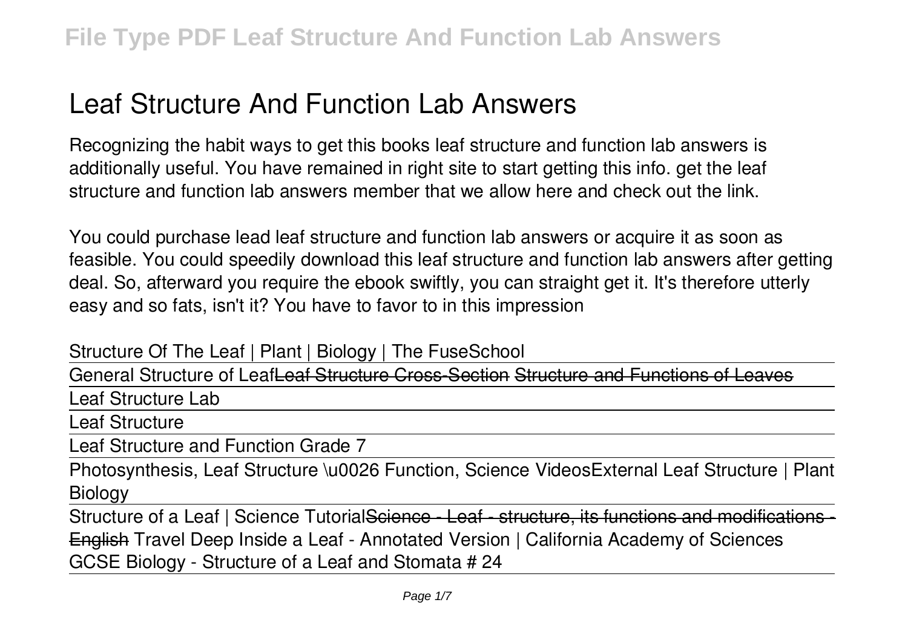# Leaf Structure And Function Lab Answers

Recognizing the habit ways to get this books leaf structure and function lab answers is additionally useful. You have remained in right site to start getting this info. get the leaf structure and function lab answers member that we allow here and check out the link.

You could purchase lead leaf structure and function lab answers or acquire it as soon as feasible. You could speedily download this leaf structure and function lab answers after getting deal. So, afterward you require the ebook swiftly, you can straight get it. It's therefore utterly easy and so fats, isn't it? You have to favor to in this impression

Structure Of The Leaf | Plant | Biology | The FuseSchool

General Structure of Leaf~~Leaf Structure Cross-Section~~ ~~Structure and Functions of Leaves~~

Leaf Structure Lab

Leaf Structure

Leaf Structure and Function Grade 7

Photosynthesis, Leaf Structure \u0026 Function, Science VideosExternal Leaf Structure | Plant Biology

Structure of a Leaf | Science Tutorial~~Science - Leaf - structure, its functions and modifications - English~~ Travel Deep Inside a Leaf - Annotated Version | California Academy of Sciences GCSE Biology - Structure of a Leaf and Stomata # 24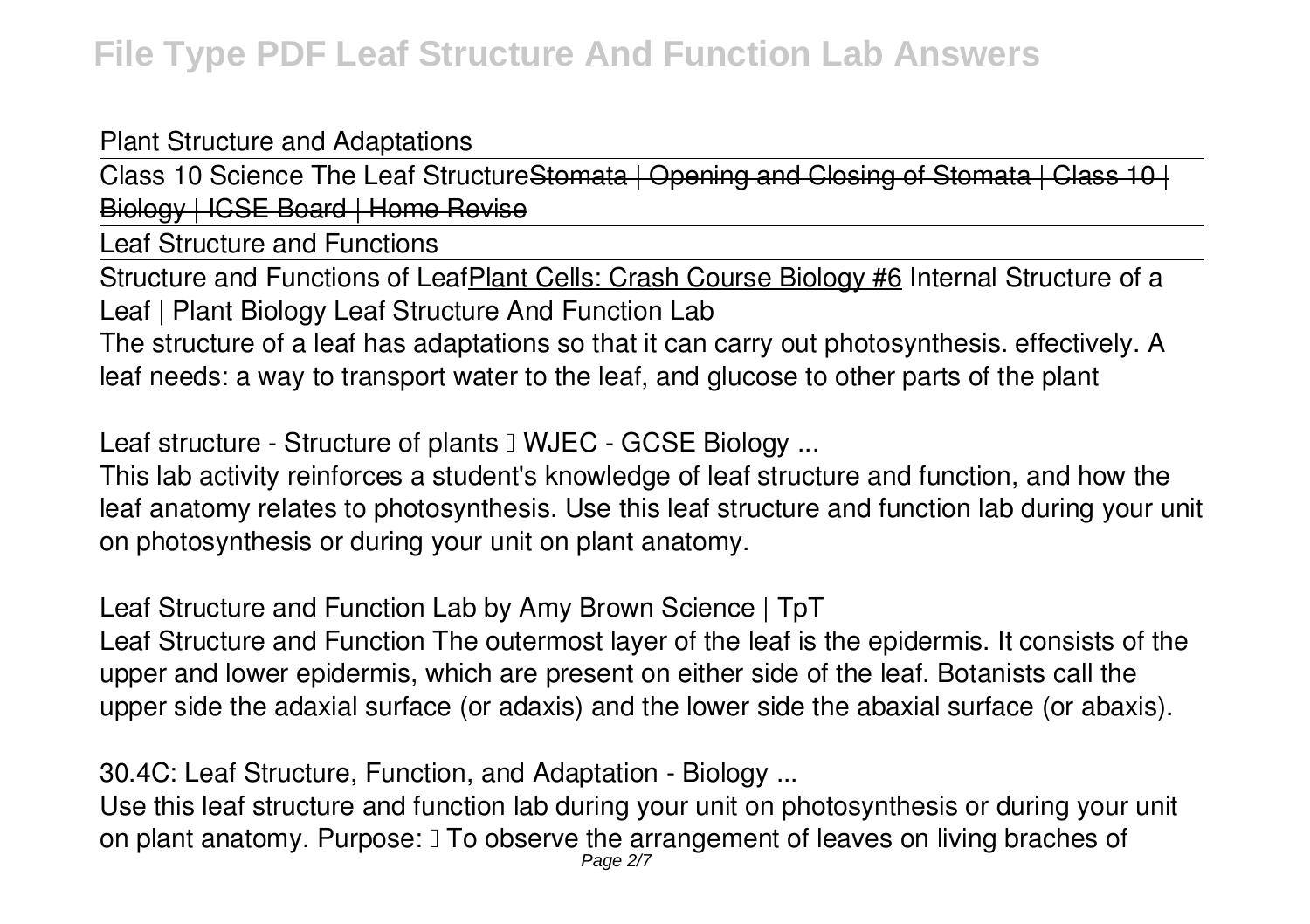Plant Structure and Adaptations

Class 10 Science The Leaf StructureStomata | Opening and Closing of Stomata | Class 10 | Biology | ICSE Board | Home Revise

Leaf Structure and Functions

Structure and Functions of LeafPlant Cells: Crash Course Biology #6 Internal Structure of a Leaf | Plant Biology Leaf Structure And Function Lab

The structure of a leaf has adaptations so that it can carry out photosynthesis. effectively. A leaf needs: a way to transport water to the leaf, and glucose to other parts of the plant

Leaf structure - Structure of plants – WJEC - GCSE Biology ...

This lab activity reinforces a student's knowledge of leaf structure and function, and how the leaf anatomy relates to photosynthesis. Use this leaf structure and function lab during your unit on photosynthesis or during your unit on plant anatomy.

Leaf Structure and Function Lab by Amy Brown Science | TpT

Leaf Structure and Function The outermost layer of the leaf is the epidermis. It consists of the upper and lower epidermis, which are present on either side of the leaf. Botanists call the upper side the adaxial surface (or adaxis) and the lower side the abaxial surface (or abaxis).

30.4C: Leaf Structure, Function, and Adaptation - Biology ...

Use this leaf structure and function lab during your unit on photosynthesis or during your unit on plant anatomy. Purpose: • To observe the arrangement of leaves on living braches of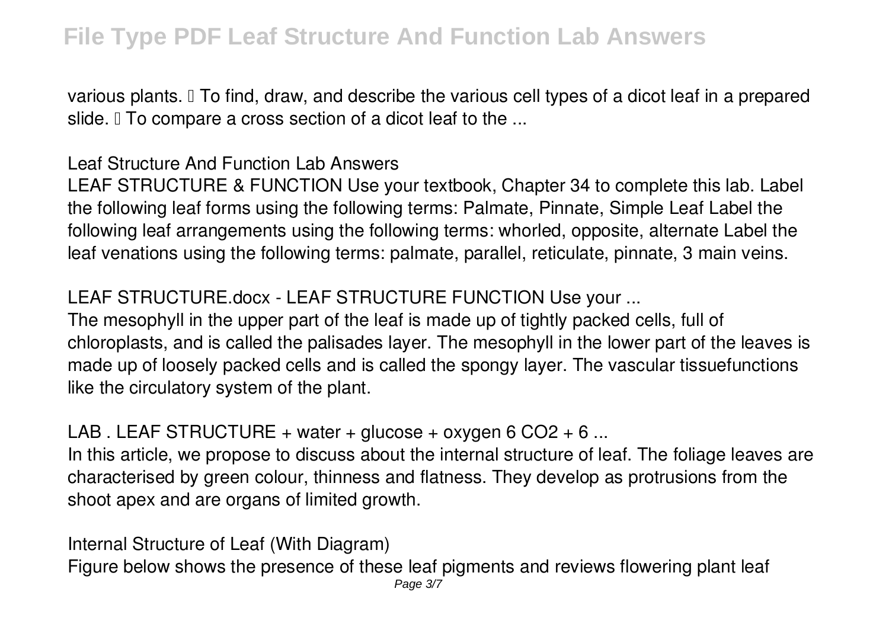various plants.  To find, draw, and describe the various cell types of a dicot leaf in a prepared slide.  To compare a cross section of a dicot leaf to the ...

## Leaf Structure And Function Lab Answers

LEAF STRUCTURE & FUNCTION Use your textbook, Chapter 34 to complete this lab. Label the following leaf forms using the following terms: Palmate, Pinnate, Simple Leaf Label the following leaf arrangements using the following terms: whorled, opposite, alternate Label the leaf venations using the following terms: palmate, parallel, reticulate, pinnate, 3 main veins.

## LEAF STRUCTURE.docx - LEAF STRUCTURE FUNCTION Use your ...

The mesophyll in the upper part of the leaf is made up of tightly packed cells, full of chloroplasts, and is called the palisades layer. The mesophyll in the lower part of the leaves is made up of loosely packed cells and is called the spongy layer. The vascular tissuefunctions like the circulatory system of the plant.

## LAB . LEAF STRUCTURE + water + glucose + oxygen 6 $CO_2$ + 6 ...

In this article, we propose to discuss about the internal structure of leaf. The foliage leaves are characterised by green colour, thinness and flatness. They develop as protrusions from the shoot apex and are organs of limited growth.

## Internal Structure of Leaf (With Diagram)

Figure below shows the presence of these leaf pigments and reviews flowering plant leaf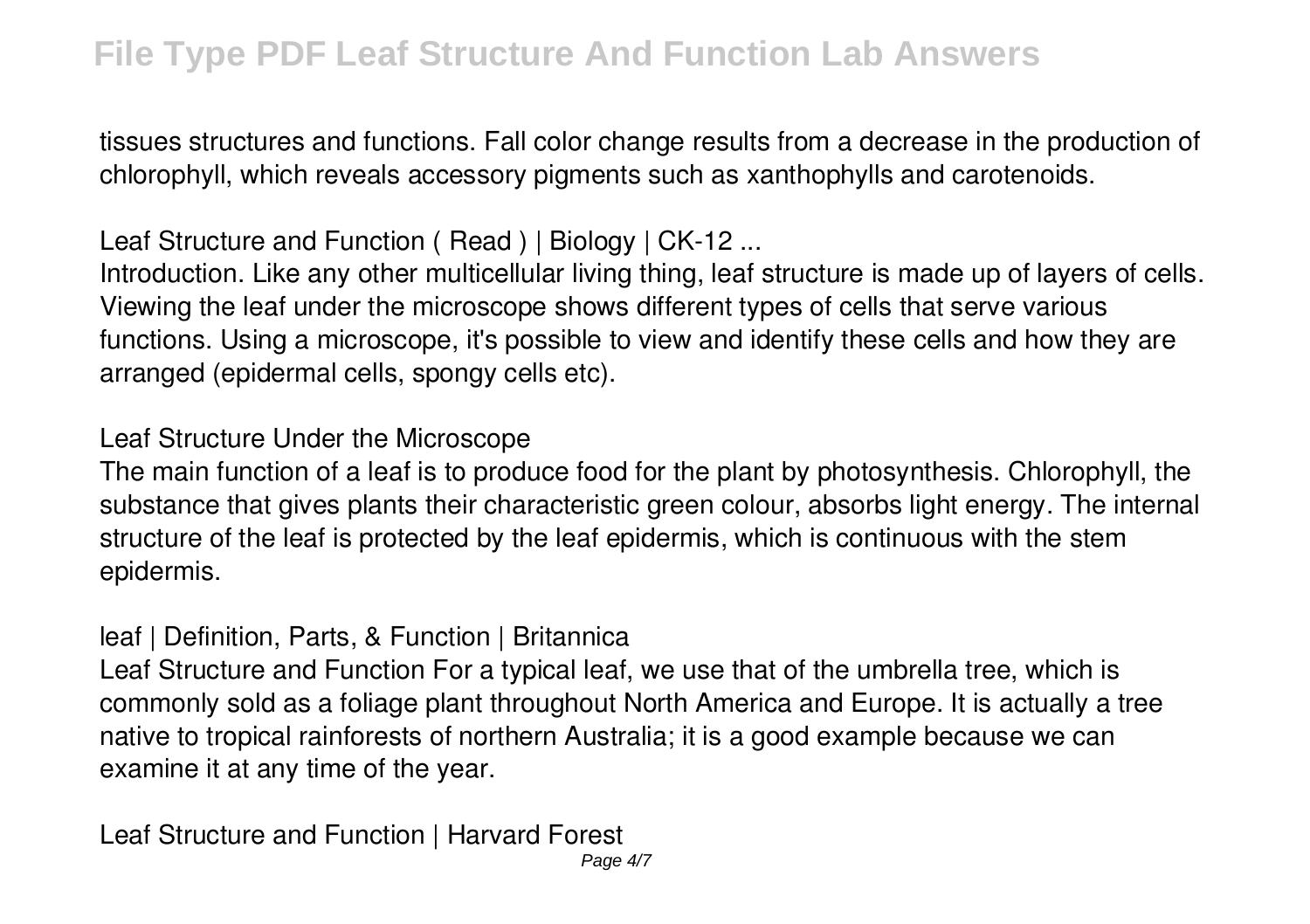tissues structures and functions. Fall color change results from a decrease in the production of chlorophyll, which reveals accessory pigments such as xanthophylls and carotenoids.

**Leaf Structure and Function ( Read ) | Biology | CK-12 ...**

Introduction. Like any other multicellular living thing, leaf structure is made up of layers of cells. Viewing the leaf under the microscope shows different types of cells that serve various functions. Using a microscope, it's possible to view and identify these cells and how they are arranged (epidermal cells, spongy cells etc).

**Leaf Structure Under the Microscope**

The main function of a leaf is to produce food for the plant by photosynthesis. Chlorophyll, the substance that gives plants their characteristic green colour, absorbs light energy. The internal structure of the leaf is protected by the leaf epidermis, which is continuous with the stem epidermis.

**leaf | Definition, Parts, & Function | Britannica**

Leaf Structure and Function For a typical leaf, we use that of the umbrella tree, which is commonly sold as a foliage plant throughout North America and Europe. It is actually a tree native to tropical rainforests of northern Australia; it is a good example because we can examine it at any time of the year.

**Leaf Structure and Function | Harvard Forest**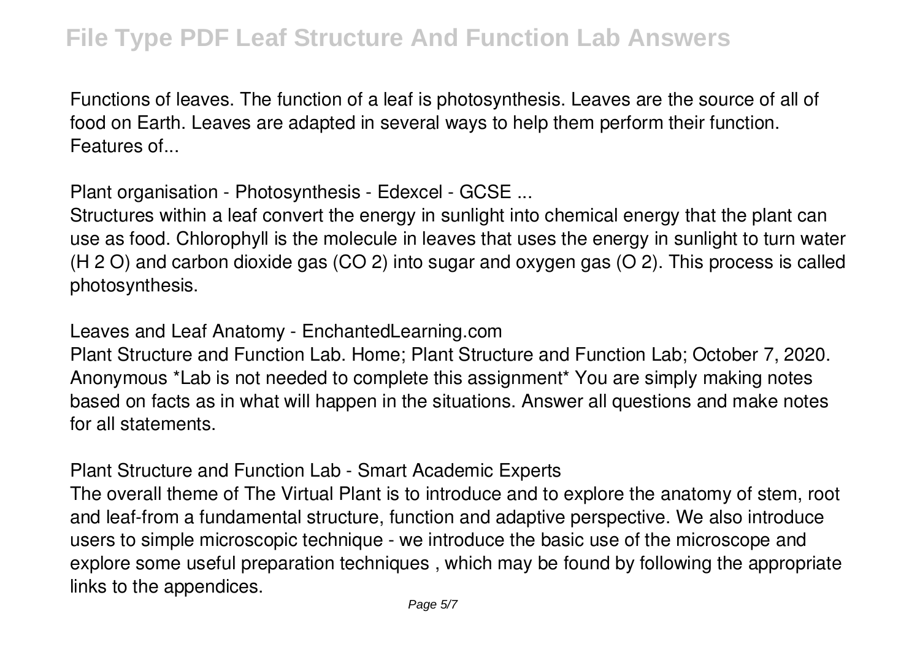Functions of leaves. The function of a leaf is photosynthesis. Leaves are the source of all of food on Earth. Leaves are adapted in several ways to help them perform their function. Features of...

**Plant organisation - Photosynthesis - Edexcel - GCSE ...**

Structures within a leaf convert the energy in sunlight into chemical energy that the plant can use as food. Chlorophyll is the molecule in leaves that uses the energy in sunlight to turn water ($H_2O$) and carbon dioxide gas ($CO_2$) into sugar and oxygen gas ($O_2$). This process is called photosynthesis.

**Leaves and Leaf Anatomy - EnchantedLearning.com**

Plant Structure and Function Lab. Home; Plant Structure and Function Lab; October 7, 2020. Anonymous *Lab is not needed to complete this assignment* You are simply making notes based on facts as in what will happen in the situations. Answer all questions and make notes for all statements.

**Plant Structure and Function Lab - Smart Academic Experts**

The overall theme of The Virtual Plant is to introduce and to explore the anatomy of stem, root and leaf-from a fundamental structure, function and adaptive perspective. We also introduce users to simple microscopic technique - we introduce the basic use of the microscope and explore some useful preparation techniques , which may be found by following the appropriate links to the appendices.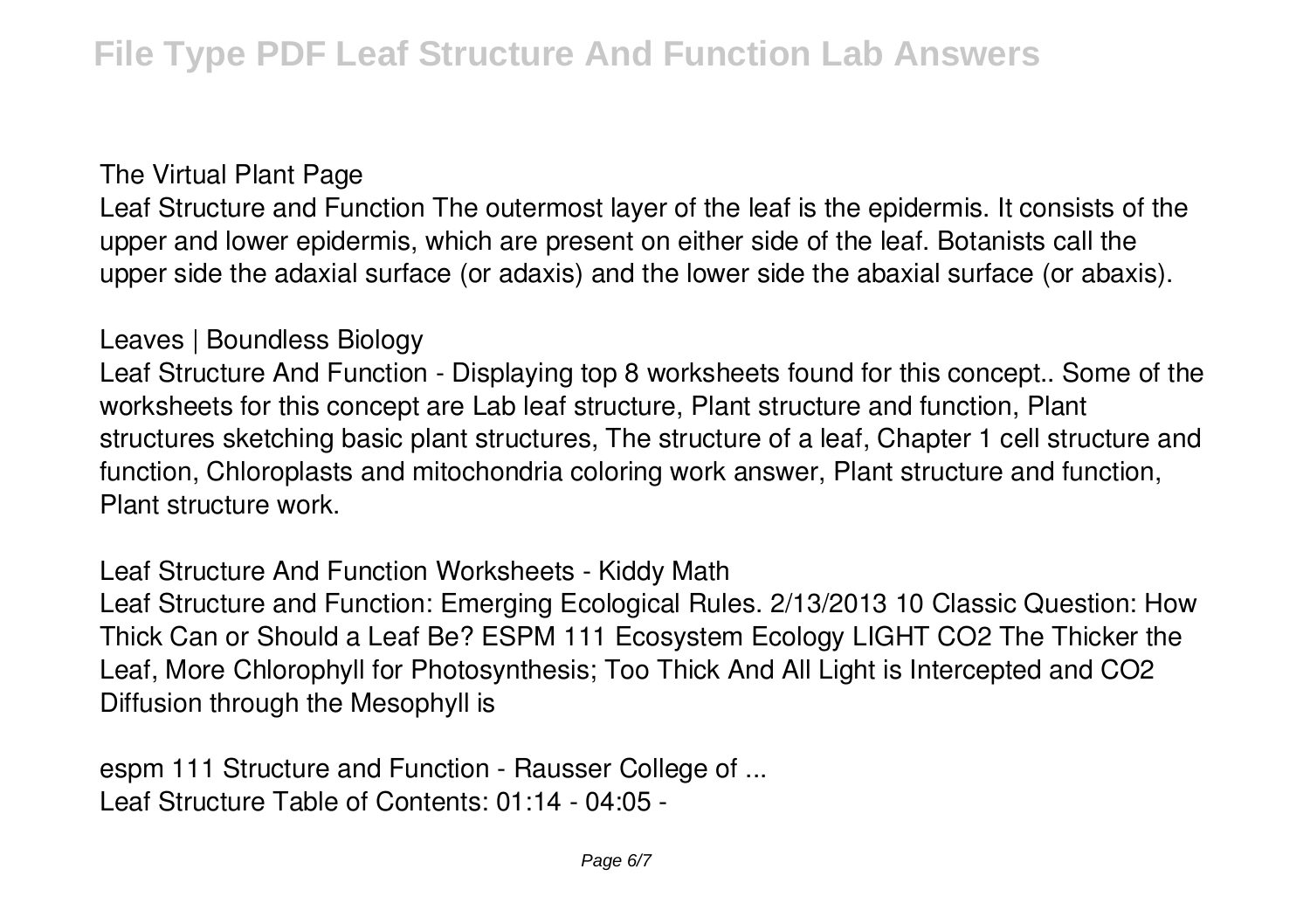**The Virtual Plant Page**

Leaf Structure and Function The outermost layer of the leaf is the epidermis. It consists of the upper and lower epidermis, which are present on either side of the leaf. Botanists call the upper side the adaxial surface (or adaxis) and the lower side the abaxial surface (or abaxis).

**Leaves | Boundless Biology**

Leaf Structure And Function - Displaying top 8 worksheets found for this concept.. Some of the worksheets for this concept are Lab leaf structure, Plant structure and function, Plant structures sketching basic plant structures, The structure of a leaf, Chapter 1 cell structure and function, Chloroplasts and mitochondria coloring work answer, Plant structure and function, Plant structure work.

**Leaf Structure And Function Worksheets - Kiddy Math**

Leaf Structure and Function: Emerging Ecological Rules. 2/13/2013 10 Classic Question: How Thick Can or Should a Leaf Be? ESPM 111 Ecosystem Ecology LIGHT CO2 The Thicker the Leaf, More Chlorophyll for Photosynthesis; Too Thick And All Light is Intercepted and CO2 Diffusion through the Mesophyll is

**espm 111 Structure and Function - Rausser College of ...**

Leaf Structure Table of Contents: 01:14 - 04:05 -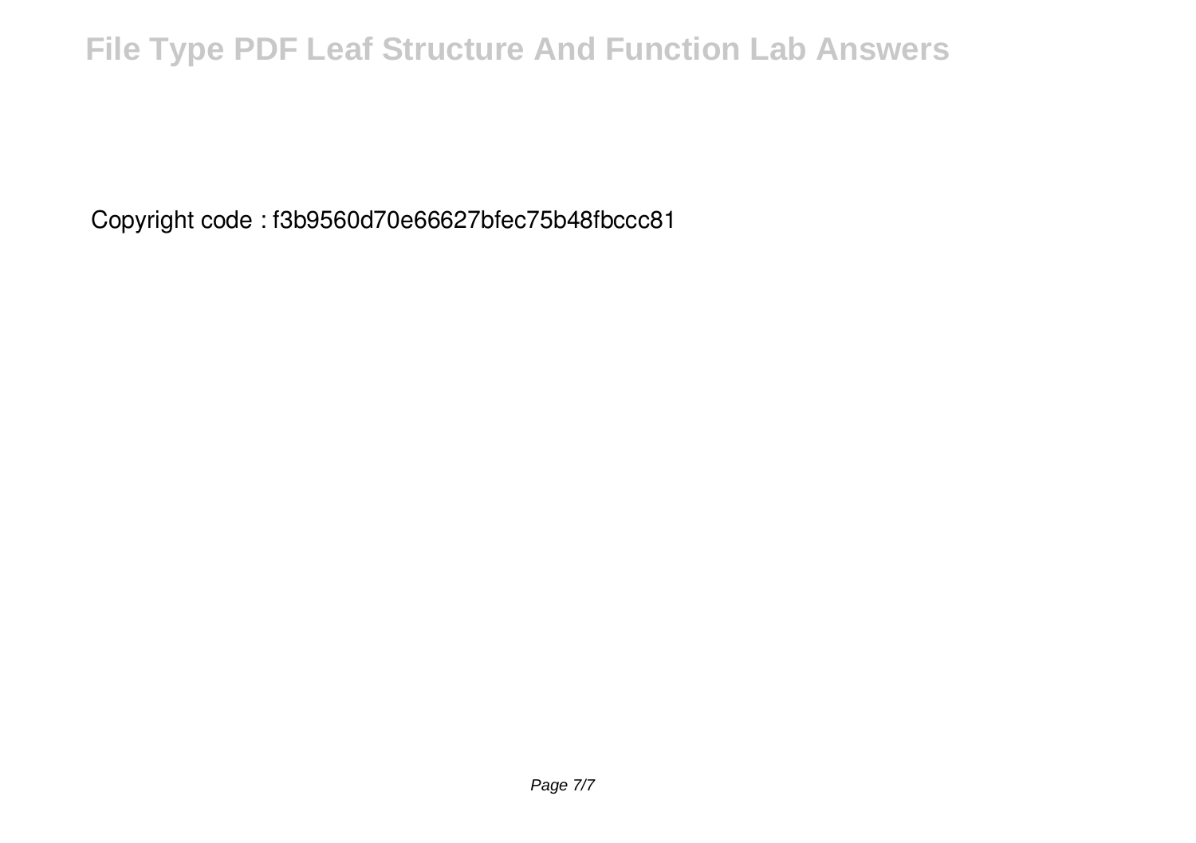Copyright code : f3b9560d70e66627bfec75b48fbccc81